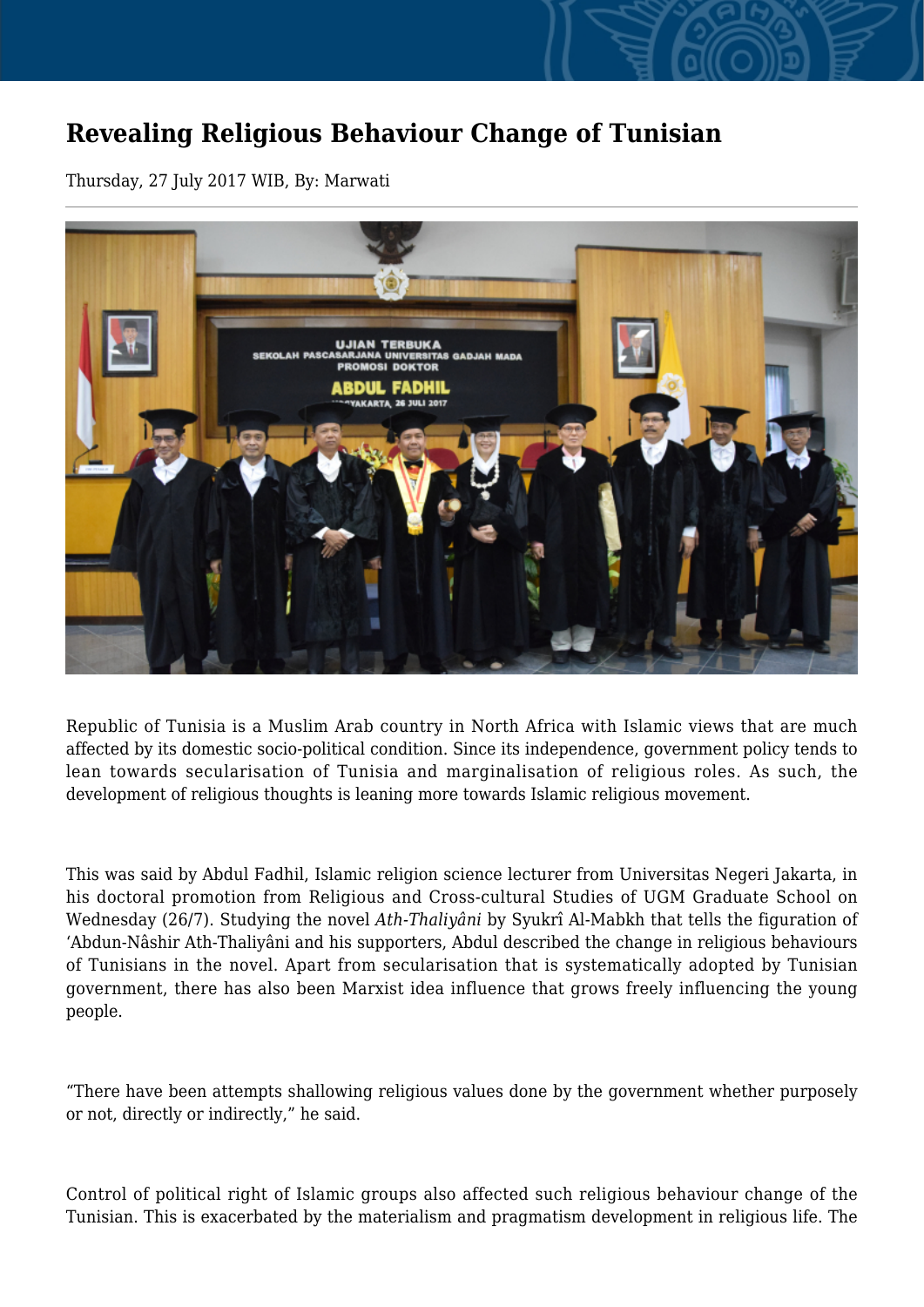# Revealing Religious Behaviour Change of Tunisian

Thursday, 27 July 2017 WIB, By: Marwati

Republic of Tunisia is a Muslim Arab country in North Africa with Islamic views that are much affected by its domestic socio-political condition. Since its independence, government policy tends to lean towards secularisation of Tunisia and marginalisation of religious roles. As such, the development of religious thoughts is leaning more towards Islamic religious movement.

This was said by Abdul Fadhil, Islamic religion science lecturer from Universitas Negeri Jakarta, in his doctoral promotion from Religious and Cross-cultural Studies of UGM Graduate School on Wednesday (26/7). Studying the novel *Ath-Thaliyâni* by Syukrî Al-Mabkh that tells the figuration of 'Abdun-Nâshir Ath-Thaliyâni and his supporters, Abdul described the change in religious behaviours of Tunisians in the novel. Apart from secularisation that is systematically adopted by Tunisian government, there has also been Marxist idea influence that grows freely influencing the young people.

"There have been attempts shallowing religious values done by the government whether purposely or not, directly or indirectly," he said.

Control of political right of Islamic groups also affected such religious behaviour change of the Tunisian. This is exacerbated by the materialism and pragmatism development in religious life. The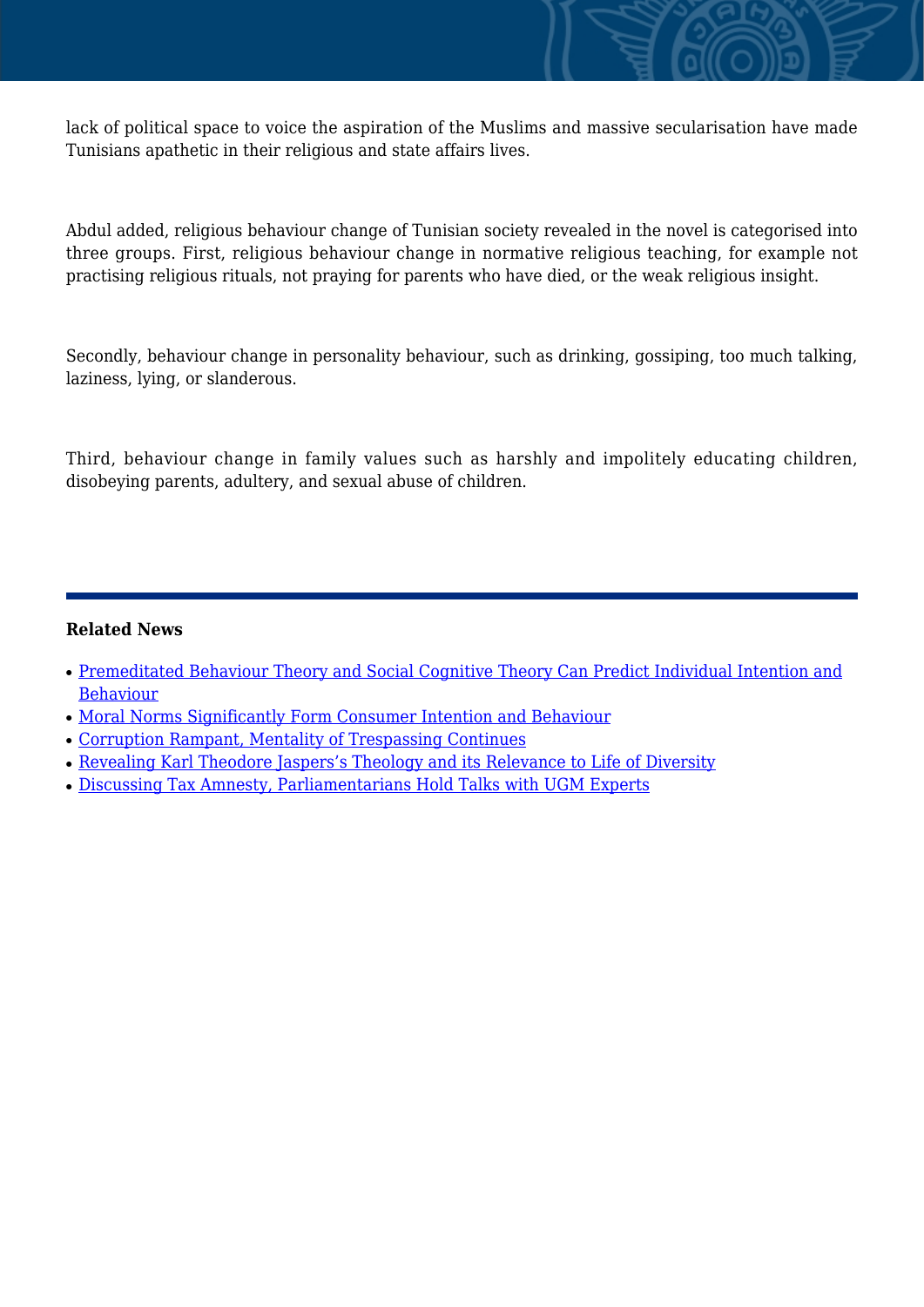lack of political space to voice the aspiration of the Muslims and massive secularisation have made Tunisians apathetic in their religious and state affairs lives.

Abdul added, religious behaviour change of Tunisian society revealed in the novel is categorised into three groups. First, religious behaviour change in normative religious teaching, for example not practising religious rituals, not praying for parents who have died, or the weak religious insight.

Secondly, behaviour change in personality behaviour, such as drinking, gossiping, too much talking, laziness, lying, or slanderous.

Third, behaviour change in family values such as harshly and impolitely educating children, disobeying parents, adultery, and sexual abuse of children.

---

**Related News**

- Premeditated Behaviour Theory and Social Cognitive Theory Can Predict Individual Intention and Behaviour
- Moral Norms Significantly Form Consumer Intention and Behaviour
- Corruption Rampant, Mentality of Trespassing Continues
- Revealing Karl Theodore Jaspers's Theology and its Relevance to Life of Diversity
- Discussing Tax Amnesty, Parliamentarians Hold Talks with UGM Experts